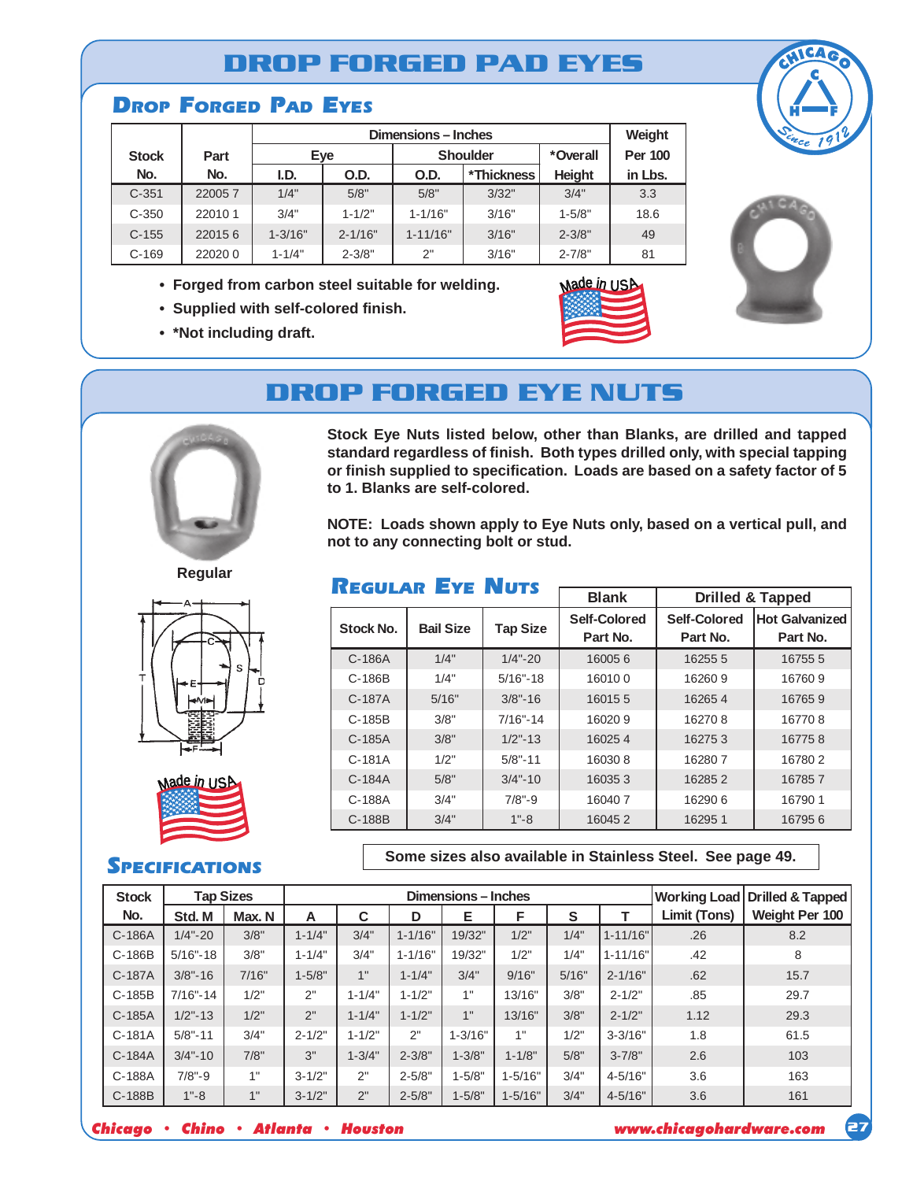# DROP FORGED PAD EYES

## Drop Forged Pad Eyes

| Stock No. | Part No. | Dimensions – Inches | | | | | Weight Per 100 in Lbs. |
|---|---|---|---|---|---|---|---|
| | | Eye | | Shoulder | | *Overall Height | |
| | | I.D. | O.D. | O.D. | *Thickness | | |
| C-351 | 22005 7 | 1/4" | 5/8" | 5/8" | 3/32" | 3/4" | 3.3 |
| C-350 | 22010 1 | 3/4" | 1-1/2" | 1-1/16" | 3/16" | 1-5/8" | 18.6 |
| C-155 | 22015 6 | 1-3/16" | 2-1/16" | 1-11/16" | 3/16" | 2-3/8" | 49 |
| C-169 | 22020 0 | 1-1/4" | 2-3/8" | 2" | 3/16" | 2-7/8" | 81 |

- **Forged from carbon steel suitable for welding.**
- **Supplied with self-colored finish.**
- ***Not including draft.**

Made in USA

# DROP FORGED EYE NUTS

**Stock Eye Nuts listed below, other than Blanks, are drilled and tapped standard regardless of finish. Both types drilled only, with special tapping or finish supplied to specification. Loads are based on a safety factor of 5 to 1. Blanks are self-colored.**

**NOTE: Loads shown apply to Eye Nuts only, based on a vertical pull, and not to any connecting bolt or stud.**

Regular

Made in USA

## Regular Eye Nuts

| Stock No. | Bail Size | Tap Size | Blank | Drilled & Tapped | |
|---|---|---|---|---|---|
| | | | Self-Colored Part No. | Self-Colored Part No. | Hot Galvanized Part No. |
| C-186A | 1/4" | 1/4"-20 | 16005 6 | 16255 5 | 16755 5 |
| C-186B | 1/4" | 5/16"-18 | 16010 0 | 16260 9 | 16760 9 |
| C-187A | 5/16" | 3/8"-16 | 16015 5 | 16265 4 | 16765 9 |
| C-185B | 3/8" | 7/16"-14 | 16020 9 | 16270 8 | 16770 8 |
| C-185A | 3/8" | 1/2"-13 | 16025 4 | 16275 3 | 16775 8 |
| C-181A | 1/2" | 5/8"-11 | 16030 8 | 16280 7 | 16780 2 |
| C-184A | 5/8" | 3/4"-10 | 16035 3 | 16285 2 | 16785 7 |
| C-188A | 3/4" | 7/8"-9 | 16040 7 | 16290 6 | 16790 1 |
| C-188B | 3/4" | 1"-8 | 16045 2 | 16295 1 | 16795 6 |

**Some sizes also available in Stainless Steel. See page 49.**

## Specifications

| Stock No. | Tap Sizes | | Dimensions – Inches | | | | | | | Working Load Limit (Tons) | Drilled & Tapped Weight Per 100 |
|---|---|---|---|---|---|---|---|---|---|---|---|
| | Std. M | Max. N | A | C | D | E | F | S | T | | |
| C-186A | 1/4"-20 | 3/8" | 1-1/4" | 3/4" | 1-1/16" | 19/32" | 1/2" | 1/4" | 1-11/16" | .26 | 8.2 |
| C-186B | 5/16"-18 | 3/8" | 1-1/4" | 3/4" | 1-1/16" | 19/32" | 1/2" | 1/4" | 1-11/16" | .42 | 8 |
| C-187A | 3/8"-16 | 7/16" | 1-5/8" | 1" | 1-1/4" | 3/4" | 9/16" | 5/16" | 2-1/16" | .62 | 15.7 |
| C-185B | 7/16"-14 | 1/2" | 2" | 1-1/4" | 1-1/2" | 1" | 13/16" | 3/8" | 2-1/2" | .85 | 29.7 |
| C-185A | 1/2"-13 | 1/2" | 2" | 1-1/4" | 1-1/2" | 1" | 13/16" | 3/8" | 2-1/2" | 1.12 | 29.3 |
| C-181A | 5/8"-11 | 3/4" | 2-1/2" | 1-1/2" | 2" | 1-3/16" | 1" | 1/2" | 3-3/16" | 1.8 | 61.5 |
| C-184A | 3/4"-10 | 7/8" | 3" | 1-3/4" | 2-3/8" | 1-3/8" | 1-1/8" | 5/8" | 3-7/8" | 2.6 | 103 |
| C-188A | 7/8"-9 | 1" | 3-1/2" | 2" | 2-5/8" | 1-5/8" | 1-5/16" | 3/4" | 4-5/16" | 3.6 | 163 |
| C-188B | 1"-8 | 1" | 3-1/2" | 2" | 2-5/8" | 1-5/8" | 1-5/16" | 3/4" | 4-5/16" | 3.6 | 161 |

*Chicago • Chino • Atlanta • Houston*    *www.chicagohardware.com*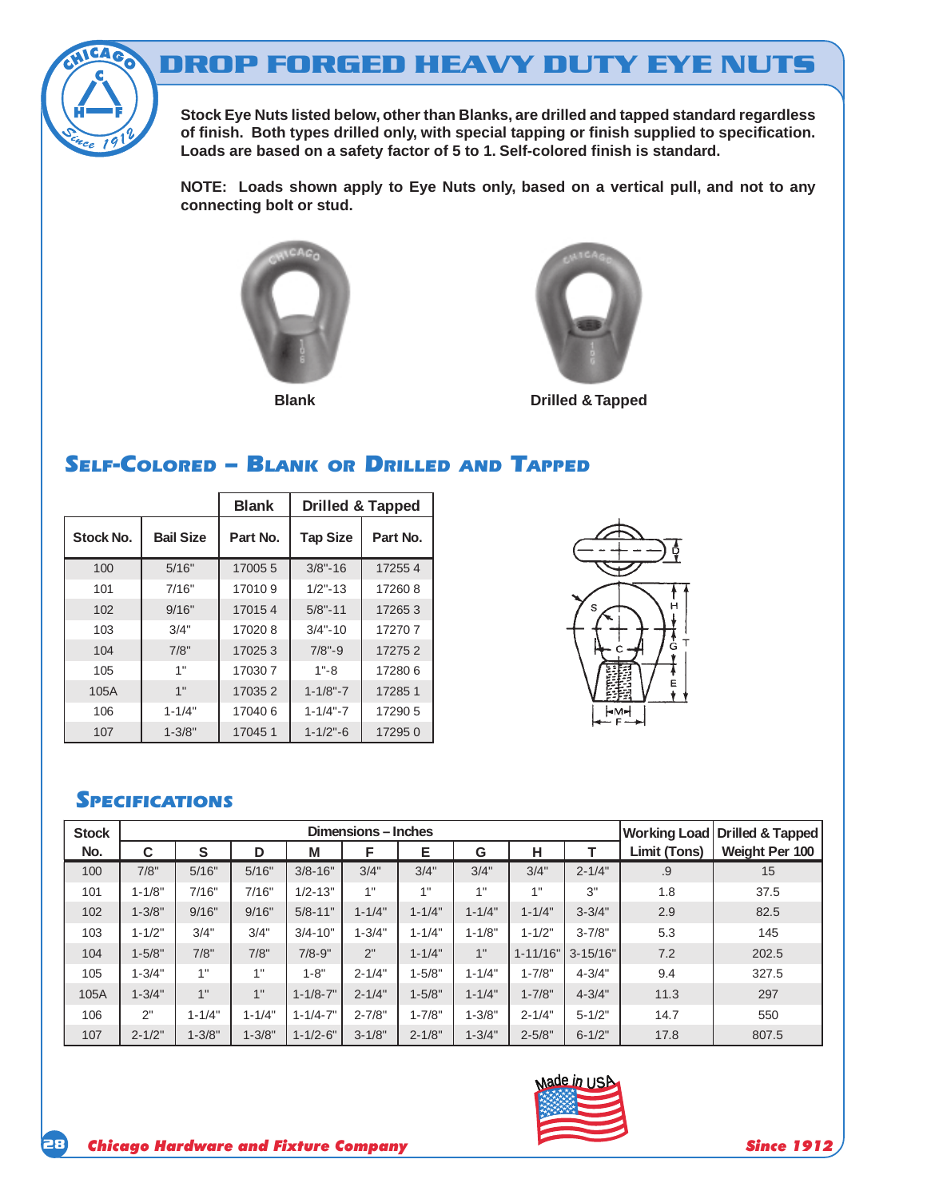# DROP FORGED HEAVY DUTY EYE NUTS

**Stock Eye Nuts listed below, other than Blanks, are drilled and tapped standard regardless of finish. Both types drilled only, with special tapping or finish supplied to specification. Loads are based on a safety factor of 5 to 1. Self-colored finish is standard.**

**NOTE: Loads shown apply to Eye Nuts only, based on a vertical pull, and not to any connecting bolt or stud.**

Blank

Drilled & Tapped

## Self-Colored – Blank or Drilled and Tapped

| | | Blank | Drilled & Tapped | |
|---|---|---|---|---|
| Stock No. | Bail Size | Part No. | Tap Size | Part No. |
| 100 | 5/16" | 17005 5 | 3/8"-16 | 17255 4 |
| 101 | 7/16" | 17010 9 | 1/2"-13 | 17260 8 |
| 102 | 9/16" | 17015 4 | 5/8"-11 | 17265 3 |
| 103 | 3/4" | 17020 8 | 3/4"-10 | 17270 7 |
| 104 | 7/8" | 17025 3 | 7/8"-9 | 17275 2 |
| 105 | 1" | 17030 7 | 1"-8 | 17280 6 |
| 105A | 1" | 17035 2 | 1-1/8"-7 | 17285 1 |
| 106 | 1-1/4" | 17040 6 | 1-1/4"-7 | 17290 5 |
| 107 | 1-3/8" | 17045 1 | 1-1/2"-6 | 17295 0 |

## Specifications

| Stock | Dimensions – Inches | | | | | | | | | Working Load | Drilled & Tapped |
|---|---|---|---|---|---|---|---|---|---|---|---|
| No. | C | S | D | M | F | E | G | H | T | Limit (Tons) | Weight Per 100 |
| 100 | 7/8" | 5/16" | 5/16" | 3/8-16" | 3/4" | 3/4" | 3/4" | 3/4" | 2-1/4" | .9 | 15 |
| 101 | 1-1/8" | 7/16" | 7/16" | 1/2-13" | 1" | 1" | 1" | 1" | 3" | 1.8 | 37.5 |
| 102 | 1-3/8" | 9/16" | 9/16" | 5/8-11" | 1-1/4" | 1-1/4" | 1-1/4" | 1-1/4" | 3-3/4" | 2.9 | 82.5 |
| 103 | 1-1/2" | 3/4" | 3/4" | 3/4-10" | 1-3/4" | 1-1/4" | 1-1/8" | 1-1/2" | 3-7/8" | 5.3 | 145 |
| 104 | 1-5/8" | 7/8" | 7/8" | 7/8-9" | 2" | 1-1/4" | 1" | 1-11/16" | 3-15/16" | 7.2 | 202.5 |
| 105 | 1-3/4" | 1" | 1" | 1-8" | 2-1/4" | 1-5/8" | 1-1/4" | 1-7/8" | 4-3/4" | 9.4 | 327.5 |
| 105A | 1-3/4" | 1" | 1" | 1-1/8-7" | 2-1/4" | 1-5/8" | 1-1/4" | 1-7/8" | 4-3/4" | 11.3 | 297 |
| 106 | 2" | 1-1/4" | 1-1/4" | 1-1/4-7" | 2-7/8" | 1-7/8" | 1-3/8" | 2-1/4" | 5-1/2" | 14.7 | 550 |
| 107 | 2-1/2" | 1-3/8" | 1-3/8" | 1-1/2-6" | 3-1/8" | 2-1/8" | 1-3/4" | 2-5/8" | 6-1/2" | 17.8 | 807.5 |

Made in USA